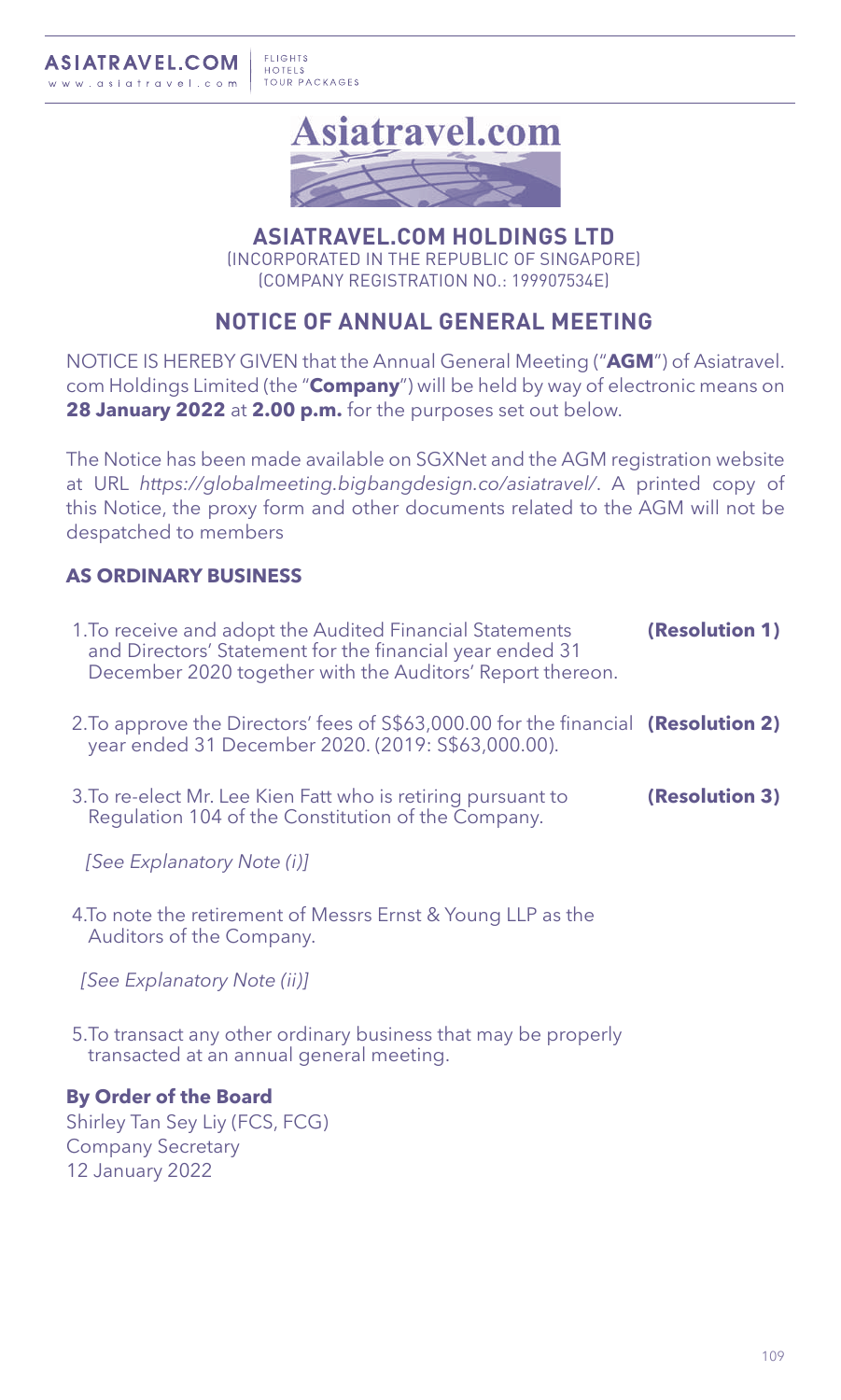# ASIATRAVEL.COM HOLDINGS LTD

(INCORPORATED IN THE REPUBLIC OF SINGAPORE)
(COMPANY REGISTRATION NO.: 199907534E)

## NOTICE OF ANNUAL GENERAL MEETING

NOTICE IS HEREBY GIVEN that the Annual General Meeting ("**AGM**") of Asiatravel.com Holdings Limited (the "**Company**") will be held by way of electronic means on **28 January 2022** at **2.00 p.m.** for the purposes set out below.

The Notice has been made available on SGXNet and the AGM registration website at URL *https://globalmeeting.bigbangdesign.co/asiatravel/*. A printed copy of this Notice, the proxy form and other documents related to the AGM will not be despatched to members

### AS ORDINARY BUSINESS

1. To receive and adopt the Audited Financial Statements and Directors' Statement for the financial year ended 31 December 2020 together with the Auditors' Report thereon. **(Resolution 1)**

2. To approve the Directors' fees of S$63,000.00 for the financial year ended 31 December 2020. (2019: S$63,000.00). **(Resolution 2)**

3. To re-elect Mr. Lee Kien Fatt who is retiring pursuant to Regulation 104 of the Constitution of the Company. **(Resolution 3)**

   *[See Explanatory Note (i)]*

4. To note the retirement of Messrs Ernst & Young LLP as the Auditors of the Company.

   *[See Explanatory Note (ii)]*

5. To transact any other ordinary business that may be properly transacted at an annual general meeting.

**By Order of the Board**
Shirley Tan Sey Liy (FCS, FCG)
Company Secretary
12 January 2022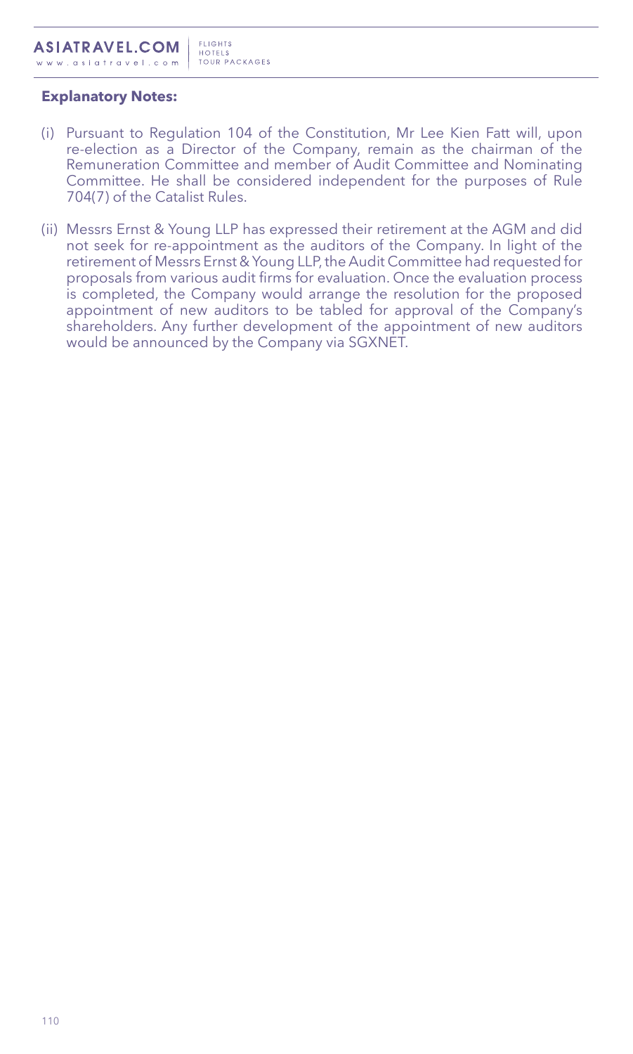**Explanatory Notes:**

(i) Pursuant to Regulation 104 of the Constitution, Mr Lee Kien Fatt will, upon re-election as a Director of the Company, remain as the chairman of the Remuneration Committee and member of Audit Committee and Nominating Committee. He shall be considered independent for the purposes of Rule 704(7) of the Catalist Rules.

(ii) Messrs Ernst & Young LLP has expressed their retirement at the AGM and did not seek for re-appointment as the auditors of the Company. In light of the retirement of Messrs Ernst & Young LLP, the Audit Committee had requested for proposals from various audit firms for evaluation. Once the evaluation process is completed, the Company would arrange the resolution for the proposed appointment of new auditors to be tabled for approval of the Company's shareholders. Any further development of the appointment of new auditors would be announced by the Company via SGXNET.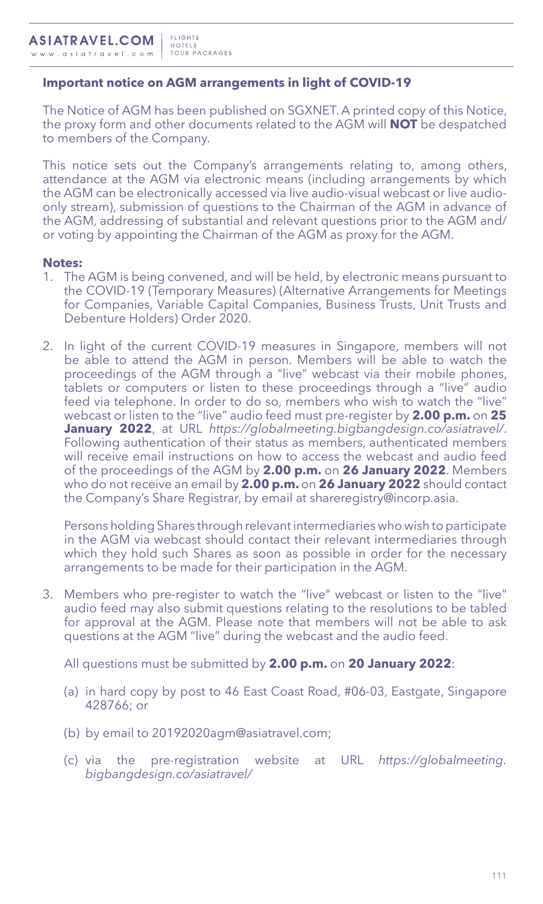**Important notice on AGM arrangements in light of COVID-19**

The Notice of AGM has been published on SGXNET. A printed copy of this Notice, the proxy form and other documents related to the AGM will **NOT** be despatched to members of the Company.

This notice sets out the Company's arrangements relating to, among others, attendance at the AGM via electronic means (including arrangements by which the AGM can be electronically accessed via live audio-visual webcast or live audio-only stream), submission of questions to the Chairman of the AGM in advance of the AGM, addressing of substantial and relevant questions prior to the AGM and/ or voting by appointing the Chairman of the AGM as proxy for the AGM.

**Notes:**

1. The AGM is being convened, and will be held, by electronic means pursuant to the COVID-19 (Temporary Measures) (Alternative Arrangements for Meetings for Companies, Variable Capital Companies, Business Trusts, Unit Trusts and Debenture Holders) Order 2020.

2. In light of the current COVID-19 measures in Singapore, members will not be able to attend the AGM in person. Members will be able to watch the proceedings of the AGM through a "live" webcast via their mobile phones, tablets or computers or listen to these proceedings through a "live" audio feed via telephone. In order to do so, members who wish to watch the "live" webcast or listen to the "live" audio feed must pre-register by **2.00 p.m.** on **25 January 2022**, at URL *https://globalmeeting.bigbangdesign.co/asiatravel/*. Following authentication of their status as members, authenticated members will receive email instructions on how to access the webcast and audio feed of the proceedings of the AGM by **2.00 p.m.** on **26 January 2022**. Members who do not receive an email by **2.00 p.m.** on **26 January 2022** should contact the Company's Share Registrar, by email at shareregistry@incorp.asia.

   Persons holding Shares through relevant intermediaries who wish to participate in the AGM via webcast should contact their relevant intermediaries through which they hold such Shares as soon as possible in order for the necessary arrangements to be made for their participation in the AGM.

3. Members who pre-register to watch the "live" webcast or listen to the "live" audio feed may also submit questions relating to the resolutions to be tabled for approval at the AGM. Please note that members will not be able to ask questions at the AGM "live" during the webcast and the audio feed.

   All questions must be submitted by **2.00 p.m.** on **20 January 2022**:

   (a) in hard copy by post to 46 East Coast Road, #06-03, Eastgate, Singapore 428766; or

   (b) by email to 20192020agm@asiatravel.com;

   (c) via the pre-registration website at URL *https://globalmeeting.bigbangdesign.co/asiatravel/*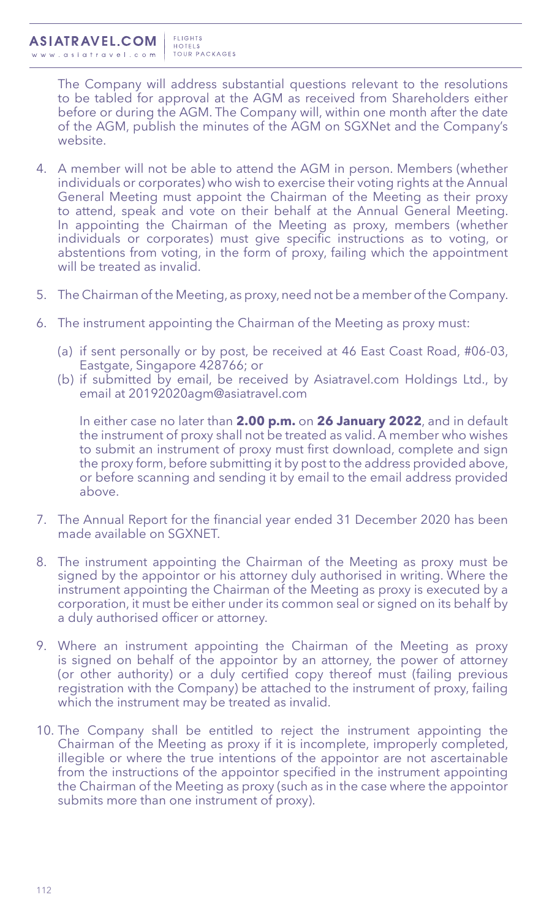The Company will address substantial questions relevant to the resolutions to be tabled for approval at the AGM as received from Shareholders either before or during the AGM. The Company will, within one month after the date of the AGM, publish the minutes of the AGM on SGXNet and the Company's website.

4. A member will not be able to attend the AGM in person. Members (whether individuals or corporates) who wish to exercise their voting rights at the Annual General Meeting must appoint the Chairman of the Meeting as their proxy to attend, speak and vote on their behalf at the Annual General Meeting. In appointing the Chairman of the Meeting as proxy, members (whether individuals or corporates) must give specific instructions as to voting, or abstentions from voting, in the form of proxy, failing which the appointment will be treated as invalid.

5. The Chairman of the Meeting, as proxy, need not be a member of the Company.

6. The instrument appointing the Chairman of the Meeting as proxy must:

   (a) if sent personally or by post, be received at 46 East Coast Road, #06-03, Eastgate, Singapore 428766; or

   (b) if submitted by email, be received by Asiatravel.com Holdings Ltd., by email at 20192020agm@asiatravel.com

   In either case no later than **2.00 p.m.** on **26 January 2022**, and in default the instrument of proxy shall not be treated as valid. A member who wishes to submit an instrument of proxy must first download, complete and sign the proxy form, before submitting it by post to the address provided above, or before scanning and sending it by email to the email address provided above.

7. The Annual Report for the financial year ended 31 December 2020 has been made available on SGXNET.

8. The instrument appointing the Chairman of the Meeting as proxy must be signed by the appointor or his attorney duly authorised in writing. Where the instrument appointing the Chairman of the Meeting as proxy is executed by a corporation, it must be either under its common seal or signed on its behalf by a duly authorised officer or attorney.

9. Where an instrument appointing the Chairman of the Meeting as proxy is signed on behalf of the appointor by an attorney, the power of attorney (or other authority) or a duly certified copy thereof must (failing previous registration with the Company) be attached to the instrument of proxy, failing which the instrument may be treated as invalid.

10. The Company shall be entitled to reject the instrument appointing the Chairman of the Meeting as proxy if it is incomplete, improperly completed, illegible or where the true intentions of the appointor are not ascertainable from the instructions of the appointor specified in the instrument appointing the Chairman of the Meeting as proxy (such as in the case where the appointor submits more than one instrument of proxy).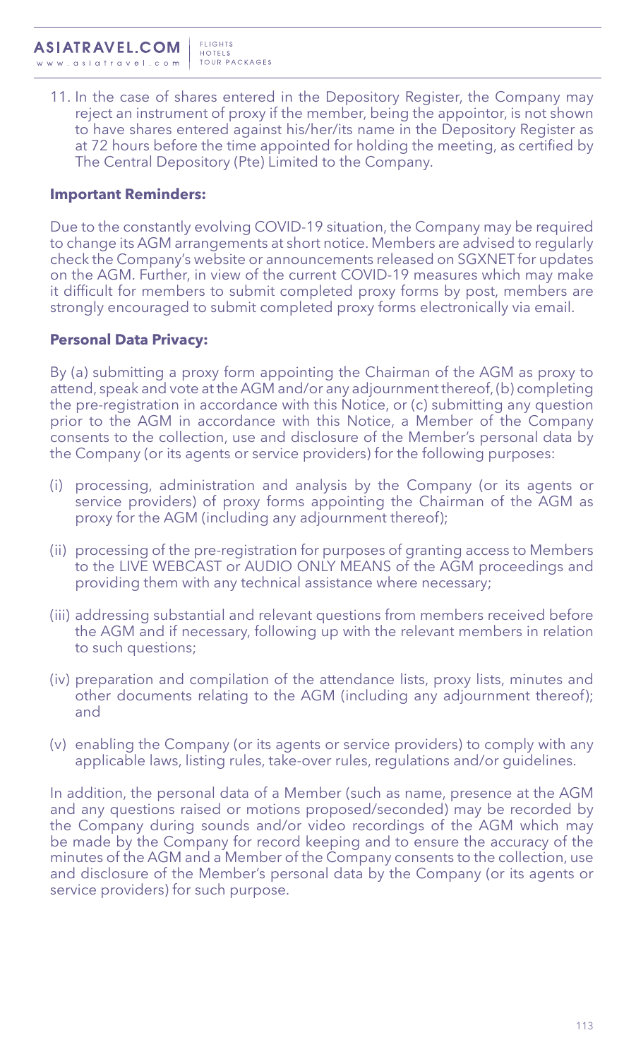11. In the case of shares entered in the Depository Register, the Company may reject an instrument of proxy if the member, being the appointor, is not shown to have shares entered against his/her/its name in the Depository Register as at 72 hours before the time appointed for holding the meeting, as certified by The Central Depository (Pte) Limited to the Company.

**Important Reminders:**

Due to the constantly evolving COVID-19 situation, the Company may be required to change its AGM arrangements at short notice. Members are advised to regularly check the Company's website or announcements released on SGXNET for updates on the AGM. Further, in view of the current COVID-19 measures which may make it difficult for members to submit completed proxy forms by post, members are strongly encouraged to submit completed proxy forms electronically via email.

**Personal Data Privacy:**

By (a) submitting a proxy form appointing the Chairman of the AGM as proxy to attend, speak and vote at the AGM and/or any adjournment thereof, (b) completing the pre-registration in accordance with this Notice, or (c) submitting any question prior to the AGM in accordance with this Notice, a Member of the Company consents to the collection, use and disclosure of the Member's personal data by the Company (or its agents or service providers) for the following purposes:

(i) processing, administration and analysis by the Company (or its agents or service providers) of proxy forms appointing the Chairman of the AGM as proxy for the AGM (including any adjournment thereof);

(ii) processing of the pre-registration for purposes of granting access to Members to the LIVE WEBCAST or AUDIO ONLY MEANS of the AGM proceedings and providing them with any technical assistance where necessary;

(iii) addressing substantial and relevant questions from members received before the AGM and if necessary, following up with the relevant members in relation to such questions;

(iv) preparation and compilation of the attendance lists, proxy lists, minutes and other documents relating to the AGM (including any adjournment thereof); and

(v) enabling the Company (or its agents or service providers) to comply with any applicable laws, listing rules, take-over rules, regulations and/or guidelines.

In addition, the personal data of a Member (such as name, presence at the AGM and any questions raised or motions proposed/seconded) may be recorded by the Company during sounds and/or video recordings of the AGM which may be made by the Company for record keeping and to ensure the accuracy of the minutes of the AGM and a Member of the Company consents to the collection, use and disclosure of the Member's personal data by the Company (or its agents or service providers) for such purpose.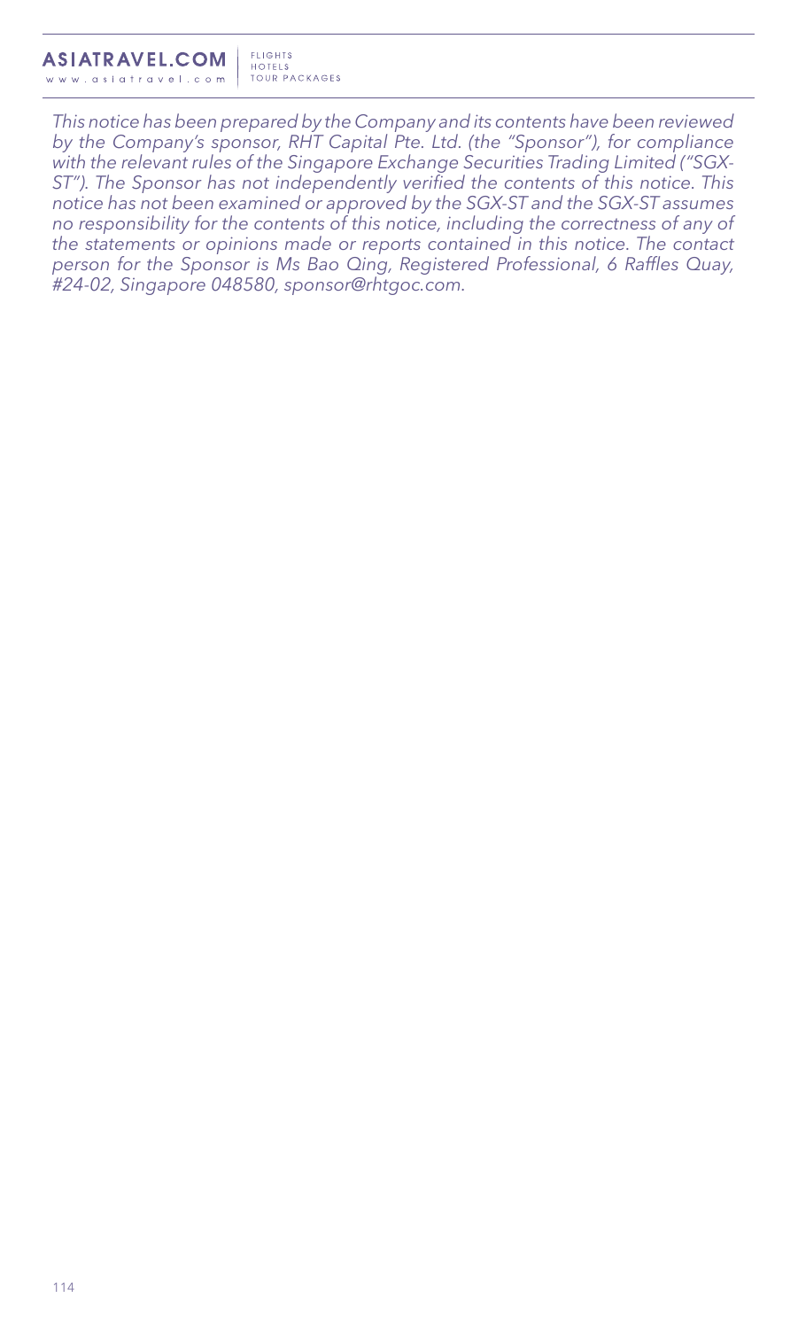*This notice has been prepared by the Company and its contents have been reviewed by the Company's sponsor, RHT Capital Pte. Ltd. (the "Sponsor"), for compliance with the relevant rules of the Singapore Exchange Securities Trading Limited ("SGX-ST"). The Sponsor has not independently verified the contents of this notice. This notice has not been examined or approved by the SGX-ST and the SGX-ST assumes no responsibility for the contents of this notice, including the correctness of any of the statements or opinions made or reports contained in this notice. The contact person for the Sponsor is Ms Bao Qing, Registered Professional, 6 Raffles Quay, #24-02, Singapore 048580, sponsor@rhtgoc.com.*